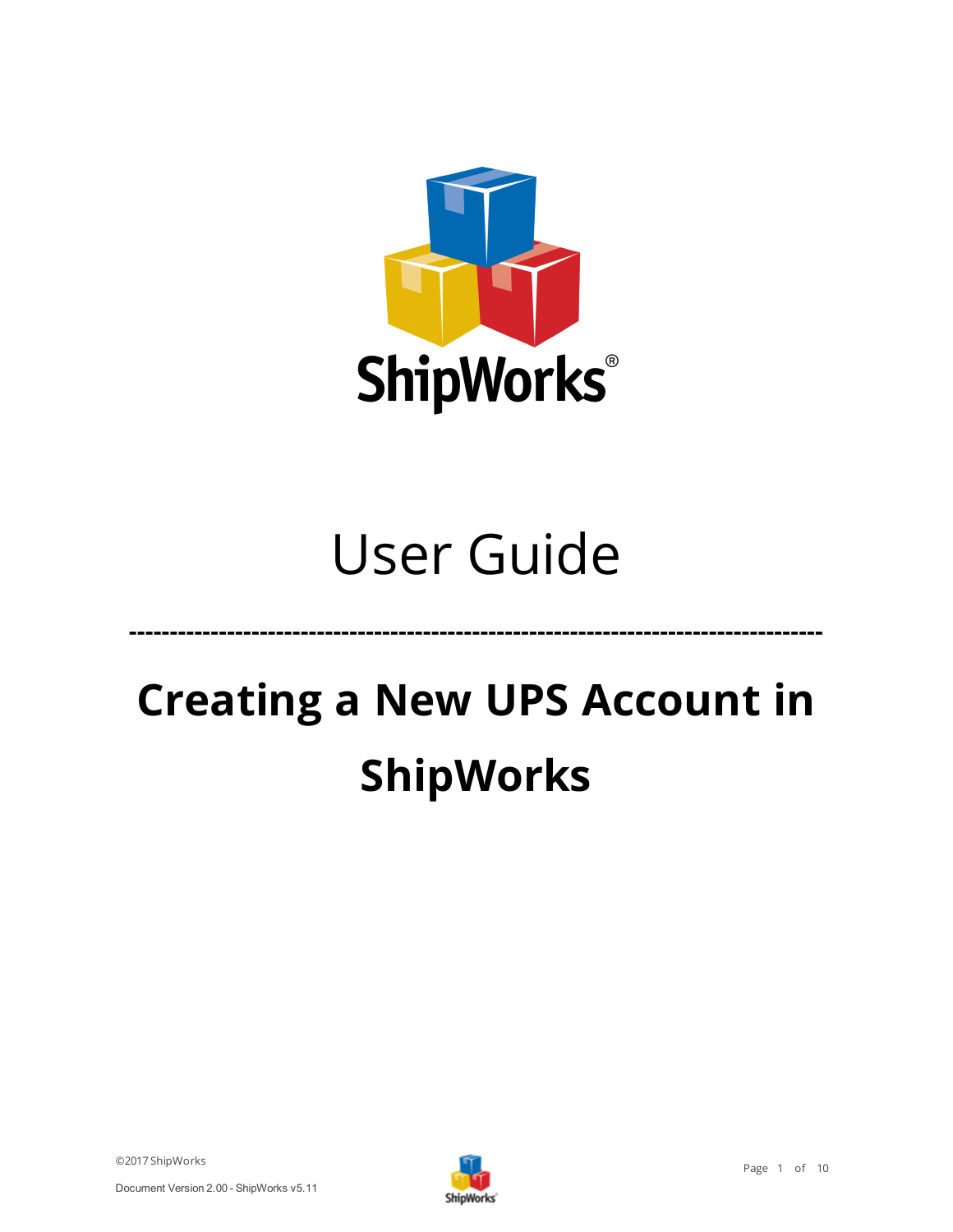ShipWorks®

# User Guide

---

# Creating a New UPS Account in ShipWorks

©2017 ShipWorks

Document Version 2.00 - ShipWorks v5.11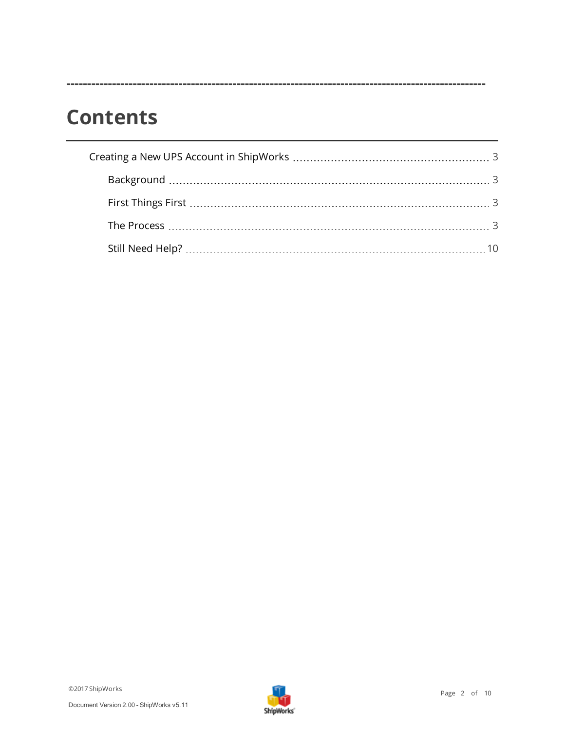# Contents

- Creating a New UPS Account in ShipWorks ........ 3
  - Background ........ 3
  - First Things First ........ 3
  - The Process ........ 3
  - Still Need Help? ........ 10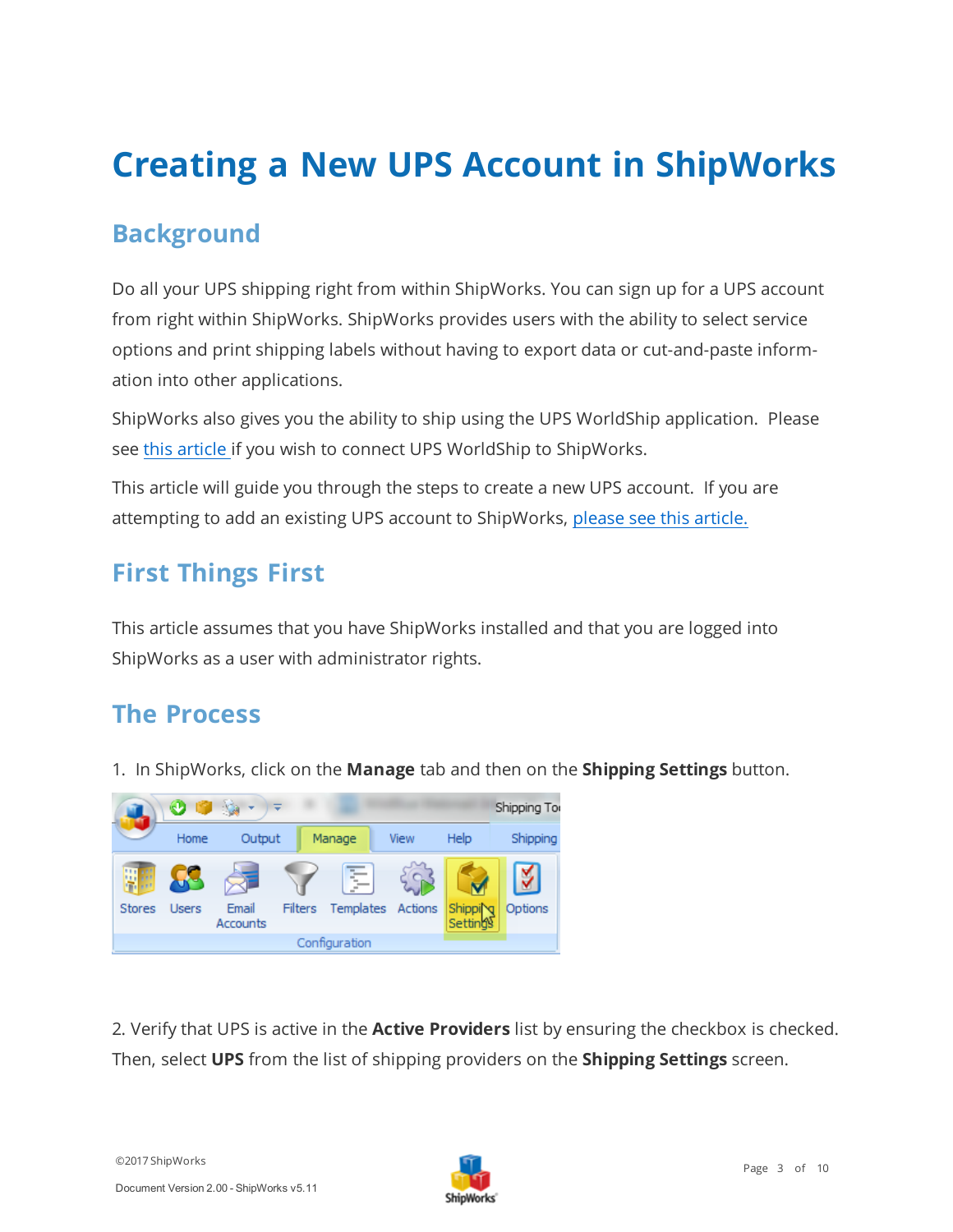# Creating a New UPS Account in ShipWorks

## Background

Do all your UPS shipping right from within ShipWorks. You can sign up for a UPS account from right within ShipWorks. ShipWorks provides users with the ability to select service options and print shipping labels without having to export data or cut-and-paste information into other applications.

ShipWorks also gives you the ability to ship using the UPS WorldShip application. Please see this article if you wish to connect UPS WorldShip to ShipWorks.

This article will guide you through the steps to create a new UPS account. If you are attempting to add an existing UPS account to ShipWorks, please see this article.

## First Things First

This article assumes that you have ShipWorks installed and that you are logged into ShipWorks as a user with administrator rights.

## The Process

1. In ShipWorks, click on the **Manage** tab and then on the **Shipping Settings** button.

2. Verify that UPS is active in the **Active Providers** list by ensuring the checkbox is checked. Then, select **UPS** from the list of shipping providers on the **Shipping Settings** screen.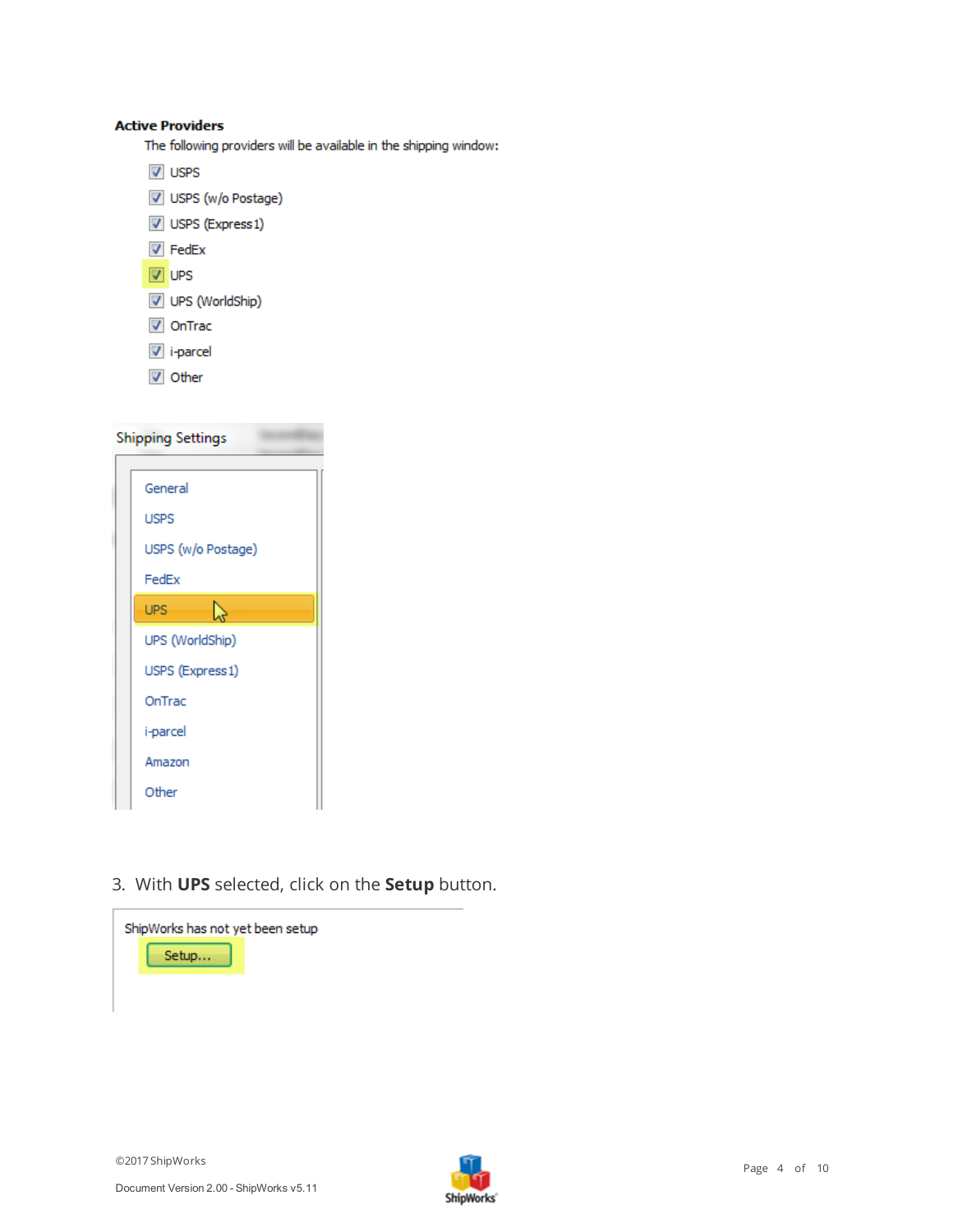**Active Providers**

The following providers will be available in the shipping window:

- [x] USPS
- [x] USPS (w/o Postage)
- [x] USPS (Express1)
- [x] FedEx
- [x] UPS
- [x] UPS (WorldShip)
- [x] OnTrac
- [x] i-parcel
- [x] Other

Shipping Settings

- General
- USPS
- USPS (w/o Postage)
- FedEx
- UPS
- UPS (WorldShip)
- USPS (Express1)
- OnTrac
- i-parcel
- Amazon
- Other

3. With **UPS** selected, click on the **Setup** button.

ShipWorks has not yet been setup

Setup...

©2017 ShipWorks

Document Version 2.00 - ShipWorks v5.11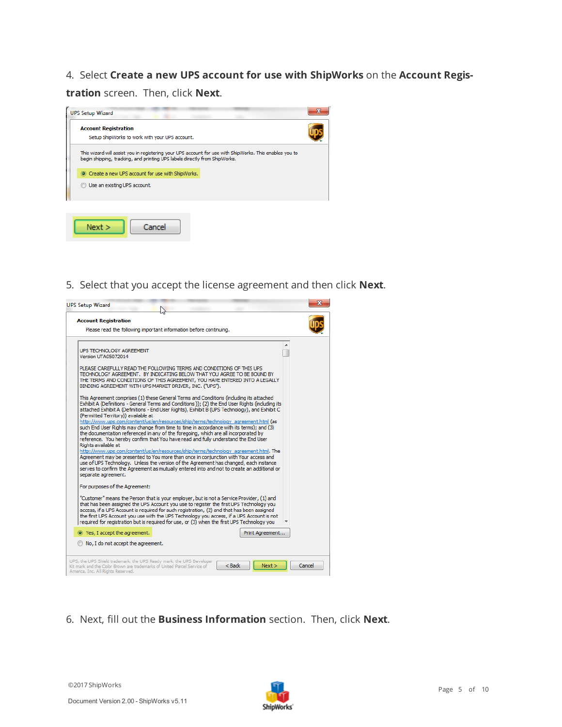4. Select **Create a new UPS account for use with ShipWorks** on the **Account Registration** screen. Then, click **Next**.

5. Select that you accept the license agreement and then click **Next**.

6. Next, fill out the **Business Information** section. Then, click **Next**.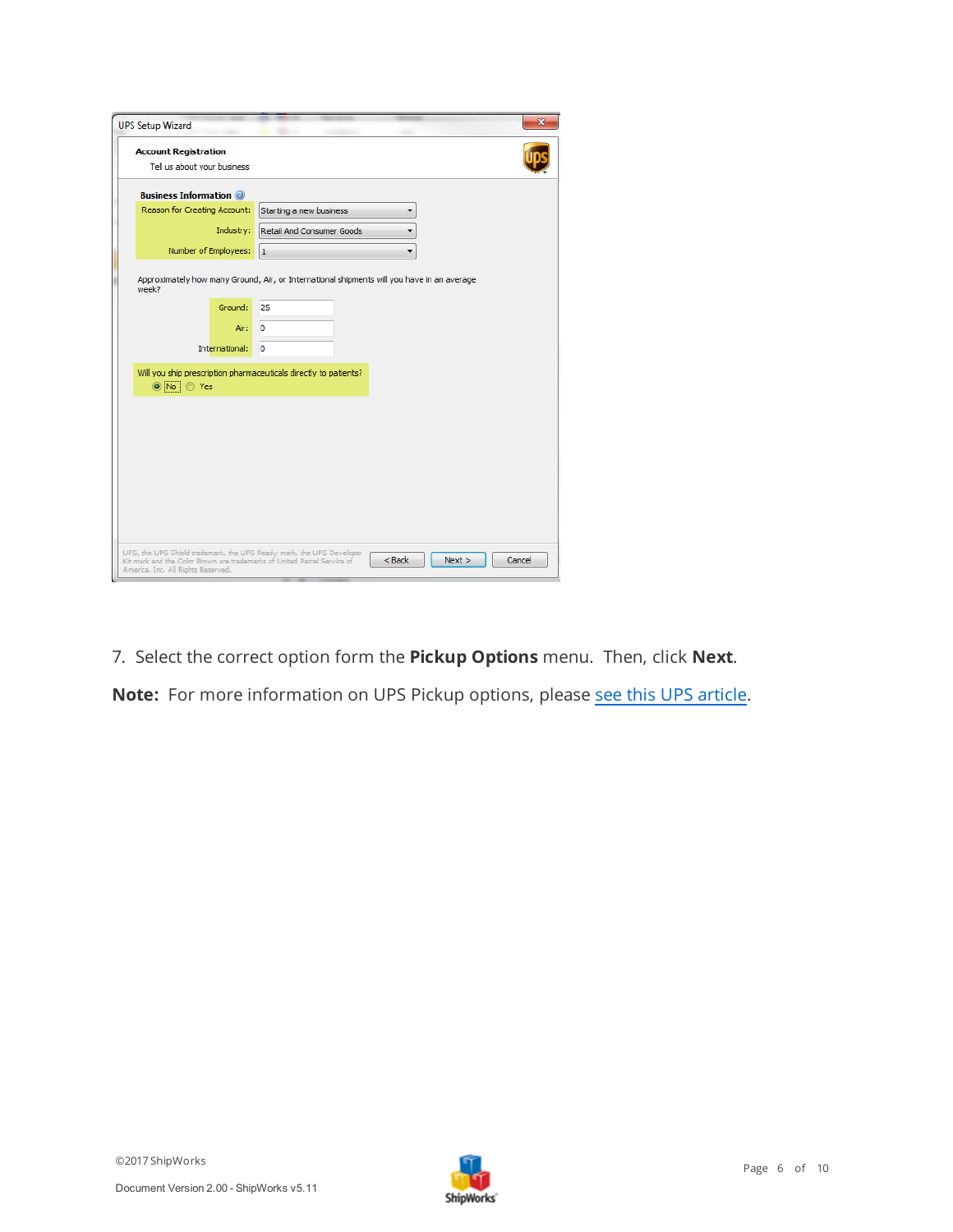7. Select the correct option form the **Pickup Options** menu.  Then, click **Next**.

**Note:** For more information on UPS Pickup options, please see this UPS article.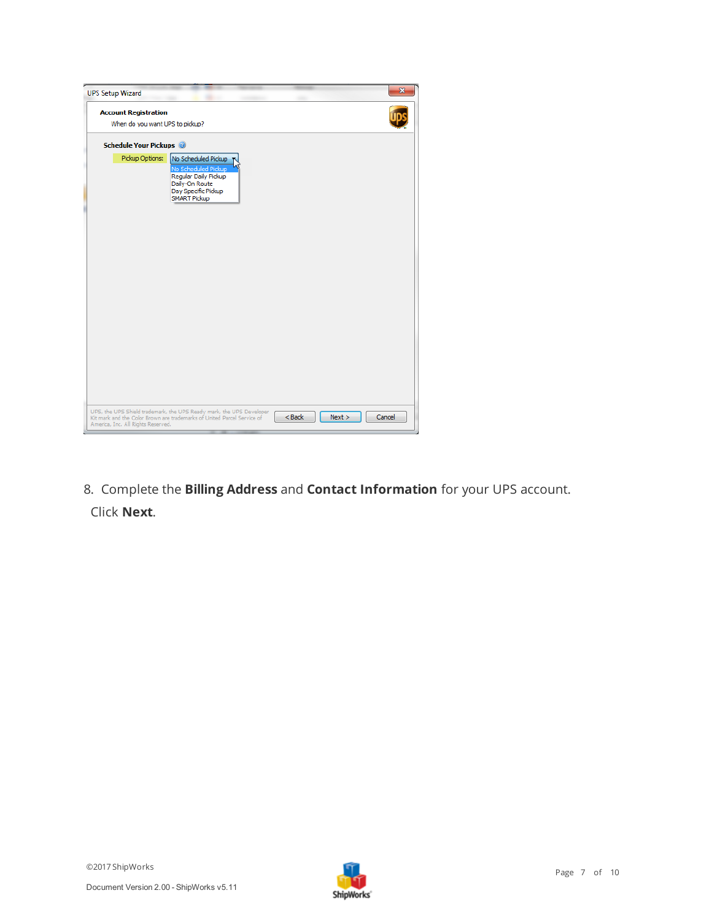8. Complete the **Billing Address** and **Contact Information** for your UPS account. Click **Next**.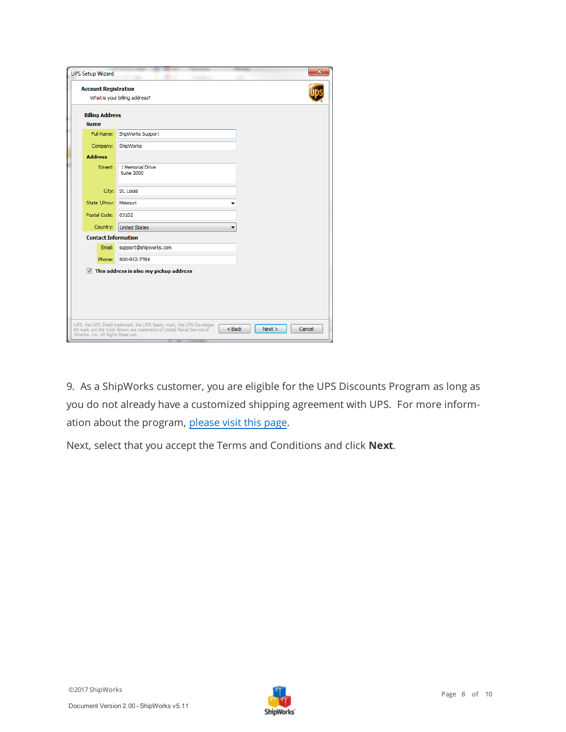9. As a ShipWorks customer, you are eligible for the UPS Discounts Program as long as you do not already have a customized shipping agreement with UPS. For more information about the program, [please visit this page](please visit this page).

Next, select that you accept the Terms and Conditions and click **Next**.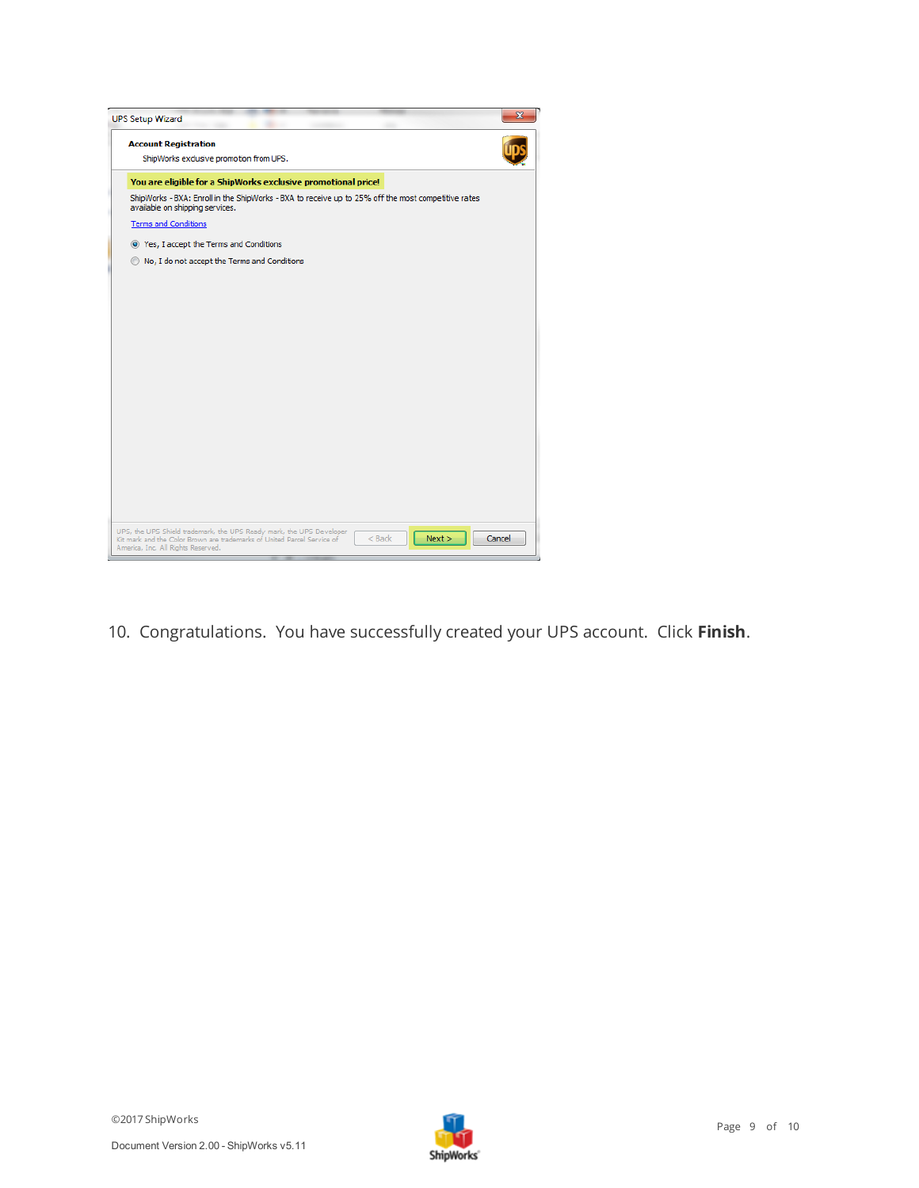10. Congratulations. You have successfully created your UPS account. Click **Finish**.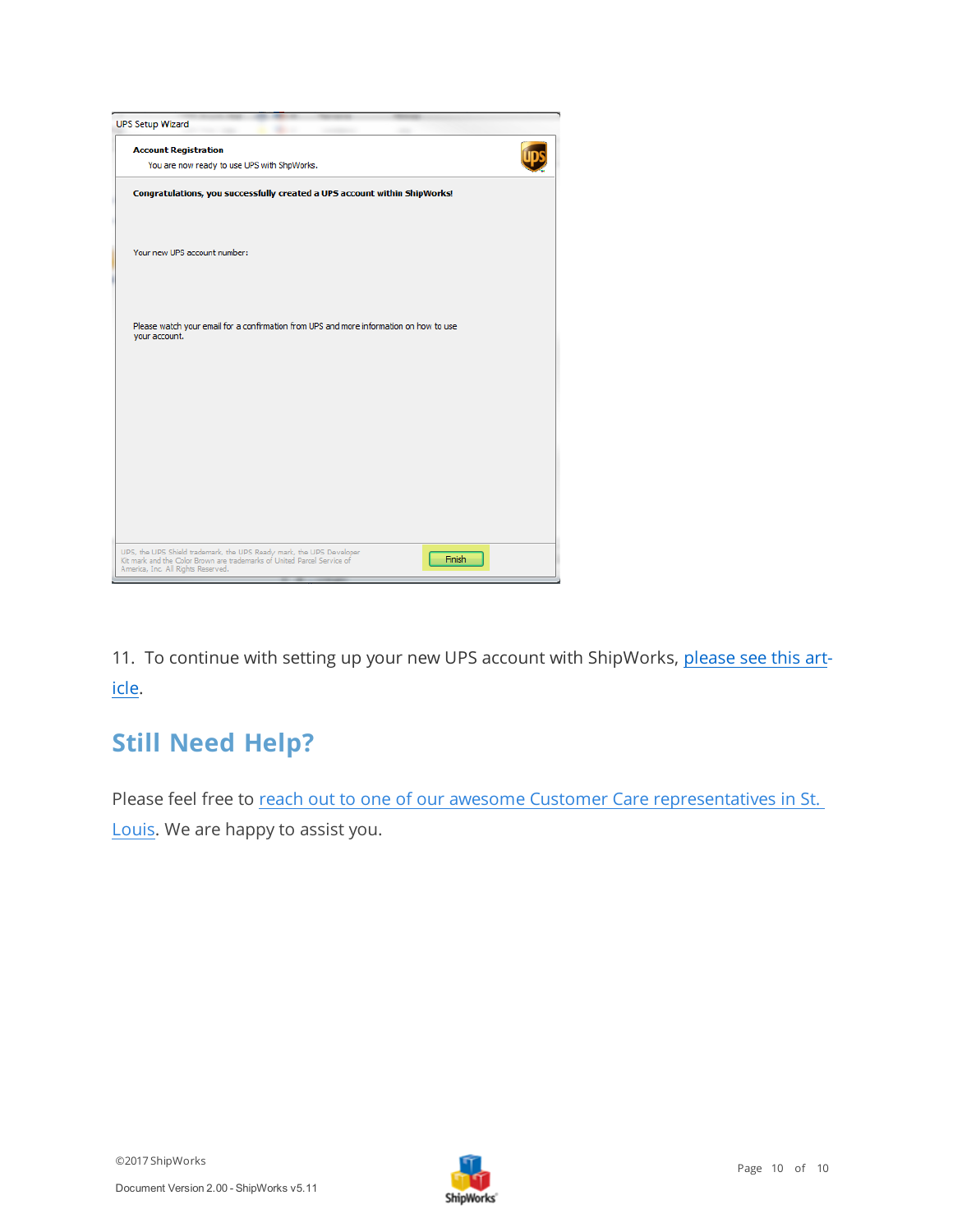11. To continue with setting up your new UPS account with ShipWorks, please see this article.

## Still Need Help?

Please feel free to reach out to one of our awesome Customer Care representatives in St. Louis. We are happy to assist you.

©2017 ShipWorks

Document Version 2.00 - ShipWorks v5.11